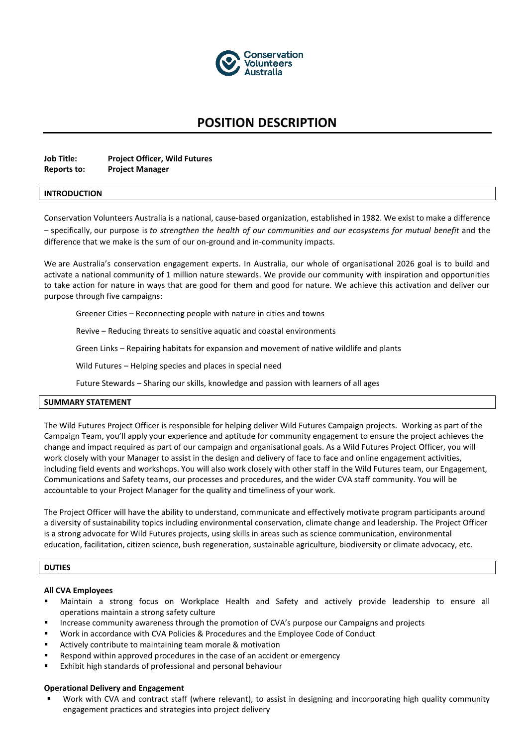# POSITION DESCRIPTION

**Job Title:** **Project Officer, Wild Futures**
**Reports to:** **Project Manager**

## INTRODUCTION

Conservation Volunteers Australia is a national, cause-based organization, established in 1982. We exist to make a difference – specifically, our purpose is *to strengthen the health of our communities and our ecosystems for mutual benefit* and the difference that we make is the sum of our on-ground and in-community impacts.

We are Australia's conservation engagement experts. In Australia, our whole of organisational 2026 goal is to build and activate a national community of 1 million nature stewards. We provide our community with inspiration and opportunities to take action for nature in ways that are good for them and good for nature. We achieve this activation and deliver our purpose through five campaigns:

Greener Cities – Reconnecting people with nature in cities and towns

Revive – Reducing threats to sensitive aquatic and coastal environments

Green Links – Repairing habitats for expansion and movement of native wildlife and plants

Wild Futures – Helping species and places in special need

Future Stewards – Sharing our skills, knowledge and passion with learners of all ages

## SUMMARY STATEMENT

The Wild Futures Project Officer is responsible for helping deliver Wild Futures Campaign projects. Working as part of the Campaign Team, you'll apply your experience and aptitude for community engagement to ensure the project achieves the change and impact required as part of our campaign and organisational goals. As a Wild Futures Project Officer, you will work closely with your Manager to assist in the design and delivery of face to face and online engagement activities, including field events and workshops. You will also work closely with other staff in the Wild Futures team, our Engagement, Communications and Safety teams, our processes and procedures, and the wider CVA staff community. You will be accountable to your Project Manager for the quality and timeliness of your work.

The Project Officer will have the ability to understand, communicate and effectively motivate program participants around a diversity of sustainability topics including environmental conservation, climate change and leadership. The Project Officer is a strong advocate for Wild Futures projects, using skills in areas such as science communication, environmental education, facilitation, citizen science, bush regeneration, sustainable agriculture, biodiversity or climate advocacy, etc.

## DUTIES

### All CVA Employees

- Maintain a strong focus on Workplace Health and Safety and actively provide leadership to ensure all operations maintain a strong safety culture
- Increase community awareness through the promotion of CVA's purpose our Campaigns and projects
- Work in accordance with CVA Policies & Procedures and the Employee Code of Conduct
- Actively contribute to maintaining team morale & motivation
- Respond within approved procedures in the case of an accident or emergency
- Exhibit high standards of professional and personal behaviour

### Operational Delivery and Engagement

- Work with CVA and contract staff (where relevant), to assist in designing and incorporating high quality community engagement practices and strategies into project delivery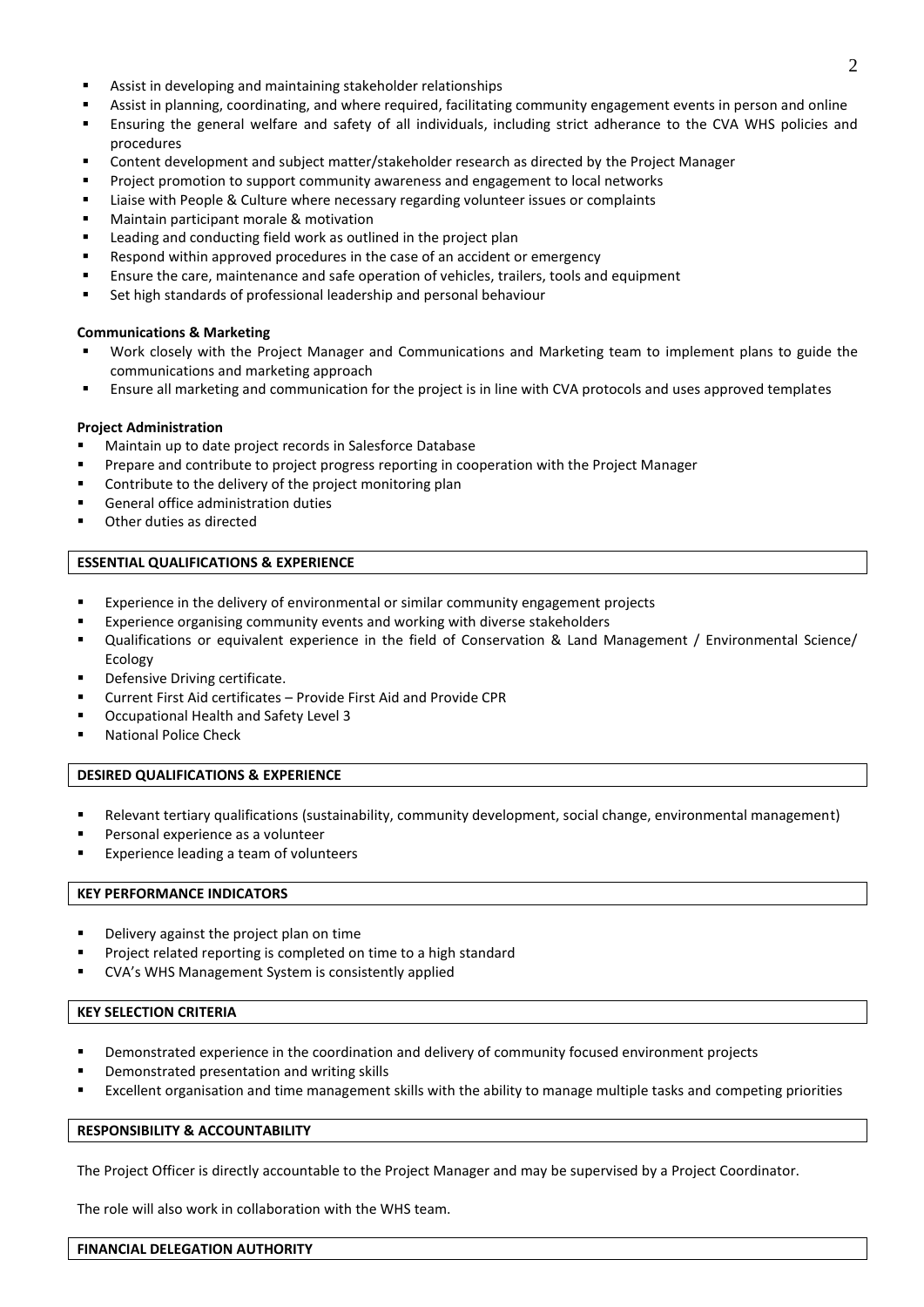- Assist in developing and maintaining stakeholder relationships
- Assist in planning, coordinating, and where required, facilitating community engagement events in person and online
- Ensuring the general welfare and safety of all individuals, including strict adherance to the CVA WHS policies and procedures
- Content development and subject matter/stakeholder research as directed by the Project Manager
- Project promotion to support community awareness and engagement to local networks
- Liaise with People & Culture where necessary regarding volunteer issues or complaints
- Maintain participant morale & motivation
- Leading and conducting field work as outlined in the project plan
- Respond within approved procedures in the case of an accident or emergency
- Ensure the care, maintenance and safe operation of vehicles, trailers, tools and equipment
- Set high standards of professional leadership and personal behaviour

**Communications & Marketing**

- Work closely with the Project Manager and Communications and Marketing team to implement plans to guide the communications and marketing approach
- Ensure all marketing and communication for the project is in line with CVA protocols and uses approved templates

**Project Administration**

- Maintain up to date project records in Salesforce Database
- Prepare and contribute to project progress reporting in cooperation with the Project Manager
- Contribute to the delivery of the project monitoring plan
- General office administration duties
- Other duties as directed

## ESSENTIAL QUALIFICATIONS & EXPERIENCE

- Experience in the delivery of environmental or similar community engagement projects
- Experience organising community events and working with diverse stakeholders
- Qualifications or equivalent experience in the field of Conservation & Land Management / Environmental Science/ Ecology
- Defensive Driving certificate.
- Current First Aid certificates – Provide First Aid and Provide CPR
- Occupational Health and Safety Level 3
- National Police Check

## DESIRED QUALIFICATIONS & EXPERIENCE

- Relevant tertiary qualifications (sustainability, community development, social change, environmental management)
- Personal experience as a volunteer
- Experience leading a team of volunteers

## KEY PERFORMANCE INDICATORS

- Delivery against the project plan on time
- Project related reporting is completed on time to a high standard
- CVA's WHS Management System is consistently applied

## KEY SELECTION CRITERIA

- Demonstrated experience in the coordination and delivery of community focused environment projects
- Demonstrated presentation and writing skills
- Excellent organisation and time management skills with the ability to manage multiple tasks and competing priorities

## RESPONSIBILITY & ACCOUNTABILITY

The Project Officer is directly accountable to the Project Manager and may be supervised by a Project Coordinator.

The role will also work in collaboration with the WHS team.

## FINANCIAL DELEGATION AUTHORITY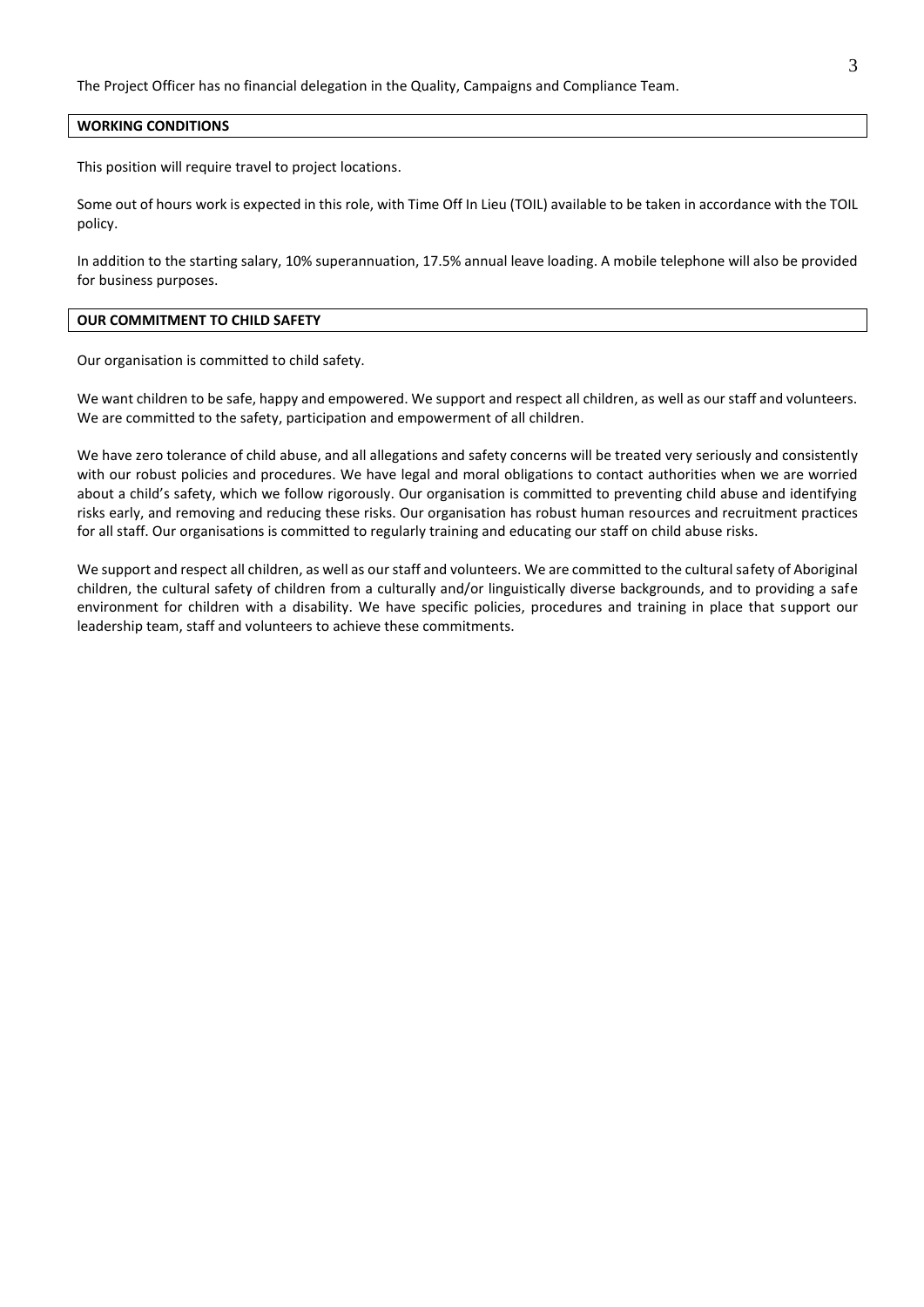The Project Officer has no financial delegation in the Quality, Campaigns and Compliance Team.

## WORKING CONDITIONS

This position will require travel to project locations.

Some out of hours work is expected in this role, with Time Off In Lieu (TOIL) available to be taken in accordance with the TOIL policy.

In addition to the starting salary, 10% superannuation, 17.5% annual leave loading. A mobile telephone will also be provided for business purposes.

## OUR COMMITMENT TO CHILD SAFETY

Our organisation is committed to child safety.

We want children to be safe, happy and empowered. We support and respect all children, as well as our staff and volunteers. We are committed to the safety, participation and empowerment of all children.

We have zero tolerance of child abuse, and all allegations and safety concerns will be treated very seriously and consistently with our robust policies and procedures. We have legal and moral obligations to contact authorities when we are worried about a child's safety, which we follow rigorously. Our organisation is committed to preventing child abuse and identifying risks early, and removing and reducing these risks. Our organisation has robust human resources and recruitment practices for all staff. Our organisations is committed to regularly training and educating our staff on child abuse risks.

We support and respect all children, as well as our staff and volunteers. We are committed to the cultural safety of Aboriginal children, the cultural safety of children from a culturally and/or linguistically diverse backgrounds, and to providing a safe environment for children with a disability. We have specific policies, procedures and training in place that support our leadership team, staff and volunteers to achieve these commitments.